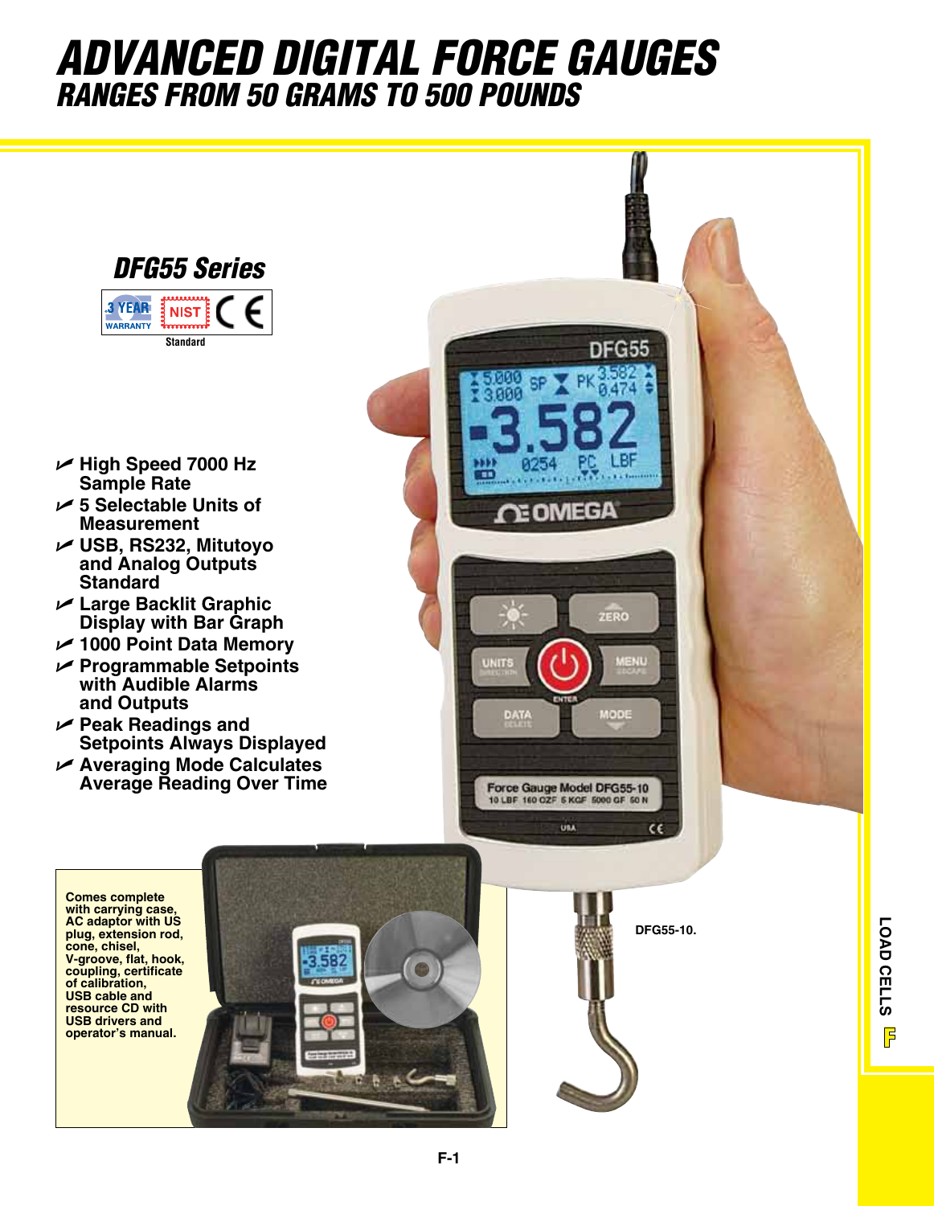# ADVANCED DIGITAL FORCE GAUGES

## RANGES FROM 50 GRAMS TO 500 POUNDS

### DFG55 Series

3 YEAR WARRANTY | NIST | CE

Standard

- High Speed 7000 Hz Sample Rate
- 5 Selectable Units of Measurement
- USB, RS232, Mitutoyo and Analog Outputs Standard
- Large Backlit Graphic Display with Bar Graph
- 1000 Point Data Memory
- Programmable Setpoints with Audible Alarms and Outputs
- Peak Readings and Setpoints Always Displayed
- Averaging Mode Calculates Average Reading Over Time

**Comes complete with carrying case, AC adaptor with US plug, extension rod, cone, chisel, V-groove, flat, hook, coupling, certificate of calibration, USB cable and resource CD with USB drivers and operator's manual.**

DFG55-10.

LOAD CELLS F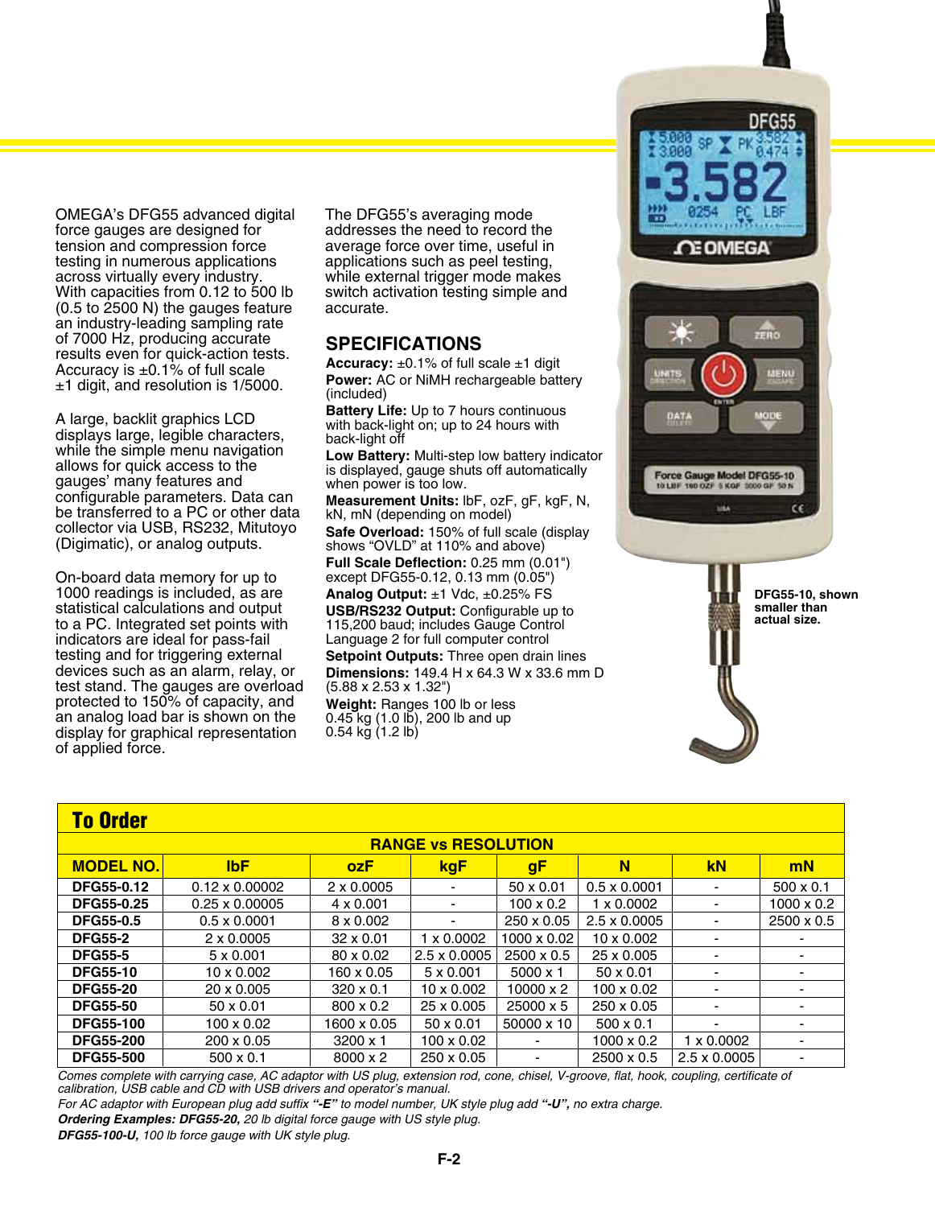OMEGA's DFG55 advanced digital force gauges are designed for tension and compression force testing in numerous applications across virtually every industry. With capacities from 0.12 to 500 lb (0.5 to 2500 N) the gauges feature an industry-leading sampling rate of 7000 Hz, producing accurate results even for quick-action tests. Accuracy is ±0.1% of full scale ±1 digit, and resolution is 1/5000.

A large, backlit graphics LCD displays large, legible characters, while the simple menu navigation allows for quick access to the gauges' many features and configurable parameters. Data can be transferred to a PC or other data collector via USB, RS232, Mitutoyo (Digimatic), or analog outputs.

On-board data memory for up to 1000 readings is included, as are statistical calculations and output to a PC. Integrated set points with indicators are ideal for pass-fail testing and for triggering external devices such as an alarm, relay, or test stand. The gauges are overload protected to 150% of capacity, and an analog load bar is shown on the display for graphical representation of applied force.

The DFG55's averaging mode addresses the need to record the average force over time, useful in applications such as peel testing, while external trigger mode makes switch activation testing simple and accurate.

## SPECIFICATIONS

**Accuracy:** ±0.1% of full scale ±1 digit
**Power:** AC or NiMH rechargeable battery (included)
**Battery Life:** Up to 7 hours continuous with back-light on; up to 24 hours with back-light off
**Low Battery:** Multi-step low battery indicator is displayed, gauge shuts off automatically when power is too low.
**Measurement Units:** lbF, ozF, gF, kgF, N, kN, mN (depending on model)
**Safe Overload:** 150% of full scale (display shows "OVLD" at 110% and above)
**Full Scale Deflection:** 0.25 mm (0.01") except DFG55-0.12, 0.13 mm (0.05")
**Analog Output:** ±1 Vdc, ±0.25% FS
**USB/RS232 Output:** Configurable up to 115,200 baud; includes Gauge Control Language 2 for full computer control
**Setpoint Outputs:** Three open drain lines
**Dimensions:** 149.4 H x 64.3 W x 33.6 mm D (5.88 x 2.53 x 1.32")
**Weight:** Ranges 100 lb or less 0.45 kg (1.0 lb), 200 lb and up 0.54 kg (1.2 lb)

DFG55-10, shown smaller than actual size.

## To Order

RANGE vs RESOLUTION

| MODEL NO. | lbF | ozF | kgF | gF | N | kN | mN |
|---|---|---|---|---|---|---|---|
| DFG55-0.12 | 0.12 x 0.00002 | 2 x 0.0005 | - | 50 x 0.01 | 0.5 x 0.0001 | - | 500 x 0.1 |
| DFG55-0.25 | 0.25 x 0.00005 | 4 x 0.001 | - | 100 x 0.2 | 1 x 0.0002 | - | 1000 x 0.2 |
| DFG55-0.5 | 0.5 x 0.0001 | 8 x 0.002 | - | 250 x 0.05 | 2.5 x 0.0005 | - | 2500 x 0.5 |
| DFG55-2 | 2 x 0.0005 | 32 x 0.01 | 1 x 0.0002 | 1000 x 0.02 | 10 x 0.002 | - | - |
| DFG55-5 | 5 x 0.001 | 80 x 0.02 | 2.5 x 0.0005 | 2500 x 0.5 | 25 x 0.005 | - | - |
| DFG55-10 | 10 x 0.002 | 160 x 0.05 | 5 x 0.001 | 5000 x 1 | 50 x 0.01 | - | - |
| DFG55-20 | 20 x 0.005 | 320 x 0.1 | 10 x 0.002 | 10000 x 2 | 100 x 0.02 | - | - |
| DFG55-50 | 50 x 0.01 | 800 x 0.2 | 25 x 0.005 | 25000 x 5 | 250 x 0.05 | - | - |
| DFG55-100 | 100 x 0.02 | 1600 x 0.05 | 50 x 0.01 | 50000 x 10 | 500 x 0.1 | - | - |
| DFG55-200 | 200 x 0.05 | 3200 x 1 | 100 x 0.02 | - | 1000 x 0.2 | 1 x 0.0002 | - |
| DFG55-500 | 500 x 0.1 | 8000 x 2 | 250 x 0.05 | - | 2500 x 0.5 | 2.5 x 0.0005 | - |

*Comes complete with carrying case, AC adaptor with US plug, extension rod, cone, chisel, V-groove, flat, hook, coupling, certificate of calibration, USB cable and CD with USB drivers and operator's manual.*

*For AC adaptor with European plug add suffix* ***"-E"*** *to model number, UK style plug add* ***"-U"****, no extra charge.*

***Ordering Examples: DFG55-20,*** *20 lb digital force gauge with US style plug.*

***DFG55-100-U,*** *100 lb force gauge with UK style plug.*